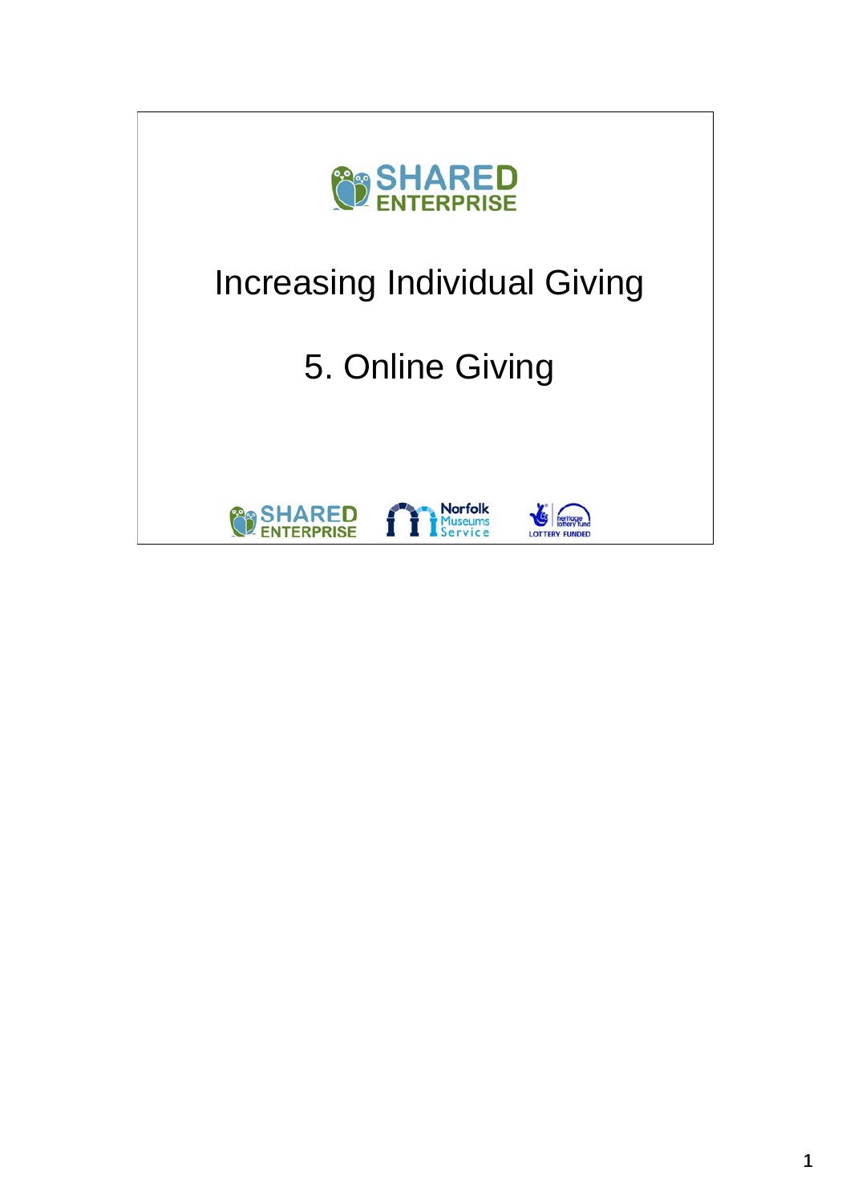SHARED ENTERPRISE

# Increasing Individual Giving

## 5. Online Giving

SHARED ENTERPRISE | Norfolk Museums Service | heritage lottery fund LOTTERY FUNDED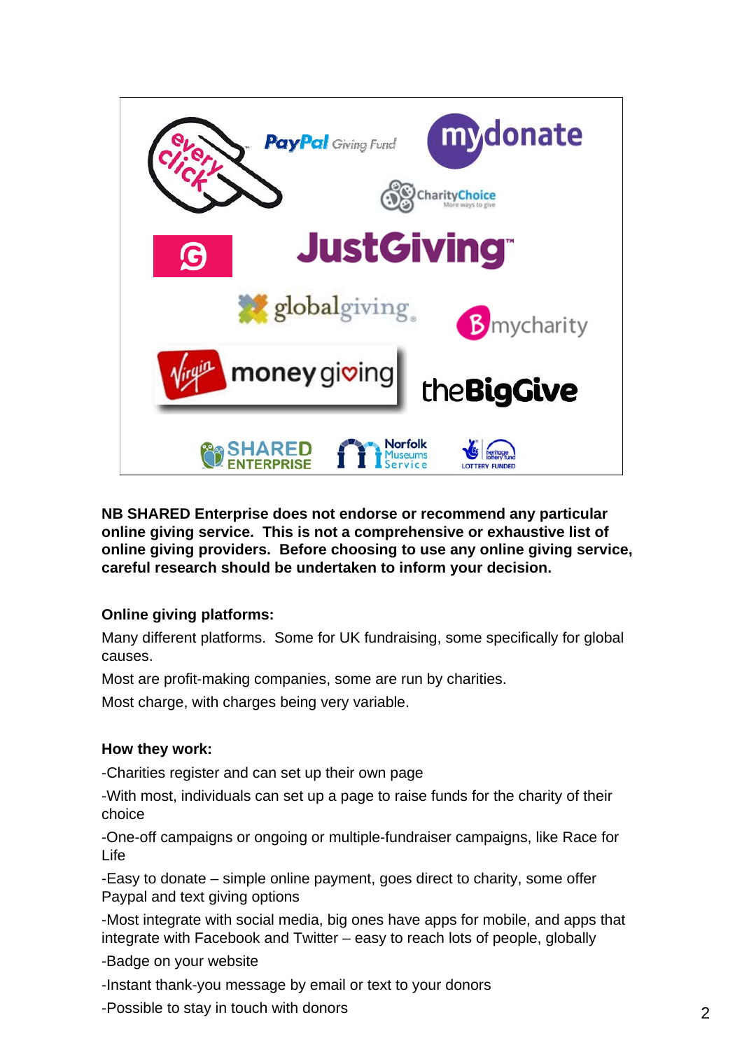**NB SHARED Enterprise does not endorse or recommend any particular online giving service. This is not a comprehensive or exhaustive list of online giving providers. Before choosing to use any online giving service, careful research should be undertaken to inform your decision.**

**Online giving platforms:**

Many different platforms. Some for UK fundraising, some specifically for global causes.

Most are profit-making companies, some are run by charities.

Most charge, with charges being very variable.

**How they work:**

-Charities register and can set up their own page

-With most, individuals can set up a page to raise funds for the charity of their choice

-One-off campaigns or ongoing or multiple-fundraiser campaigns, like Race for Life

-Easy to donate – simple online payment, goes direct to charity, some offer Paypal and text giving options

-Most integrate with social media, big ones have apps for mobile, and apps that integrate with Facebook and Twitter – easy to reach lots of people, globally

-Badge on your website

-Instant thank-you message by email or text to your donors

-Possible to stay in touch with donors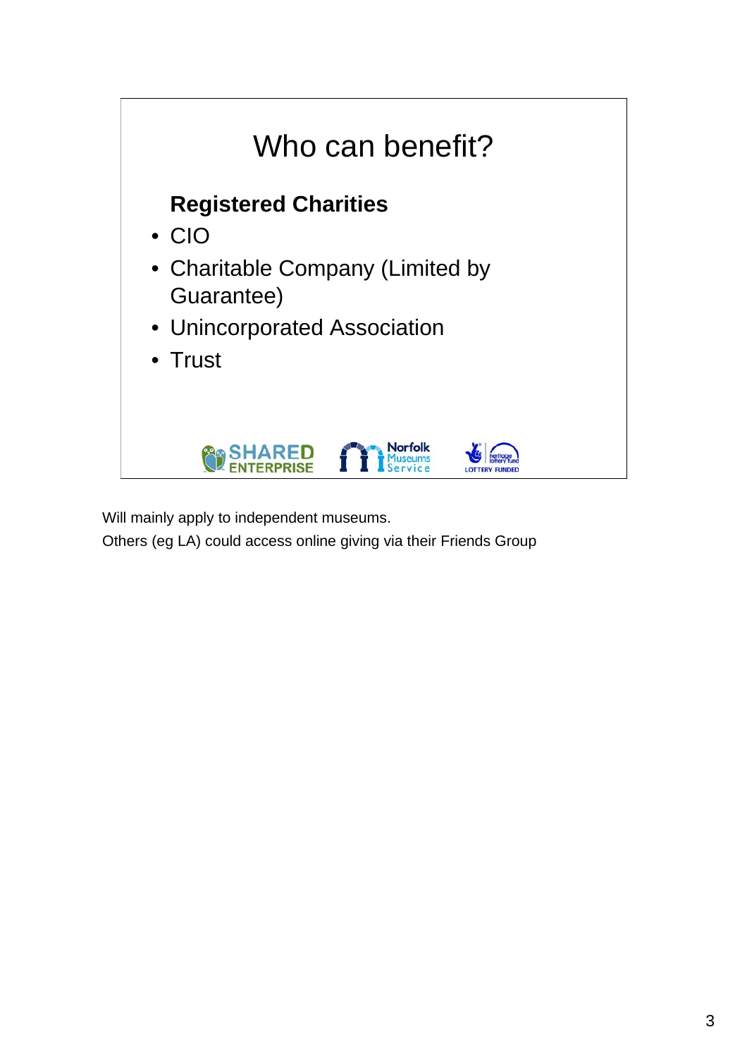# Who can benefit?

**Registered Charities**

- CIO
- Charitable Company (Limited by Guarantee)
- Unincorporated Association
- Trust

SHARED ENTERPRISE — Norfolk Museums Service — heritage lottery fund LOTTERY FUNDED

Will mainly apply to independent museums.

Others (eg LA) could access online giving via their Friends Group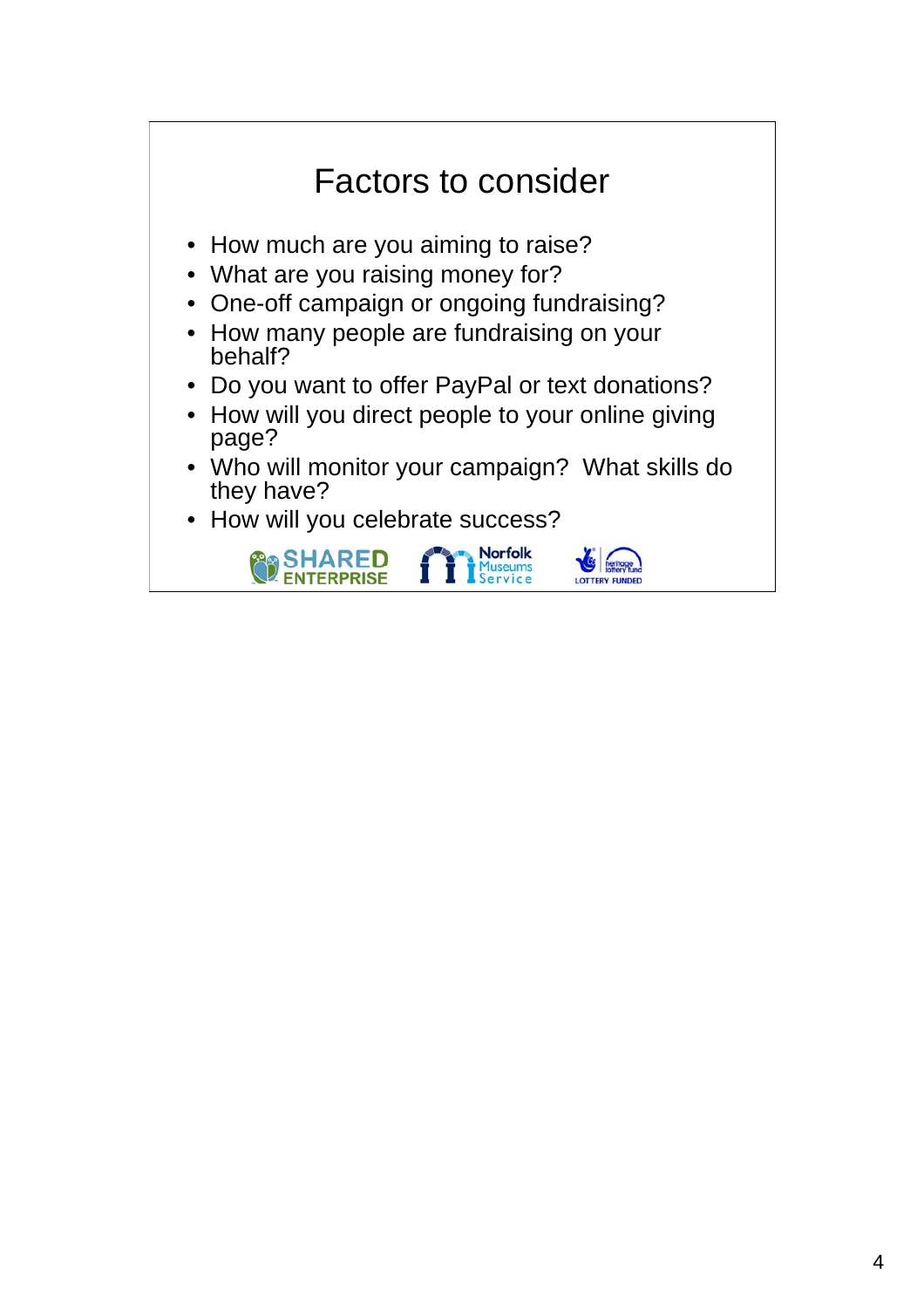# Factors to consider

- How much are you aiming to raise?
- What are you raising money for?
- One-off campaign or ongoing fundraising?
- How many people are fundraising on your behalf?
- Do you want to offer PayPal or text donations?
- How will you direct people to your online giving page?
- Who will monitor your campaign? What skills do they have?
- How will you celebrate success?

SHARED ENTERPRISE Norfolk Museums Service LOTTERY FUNDED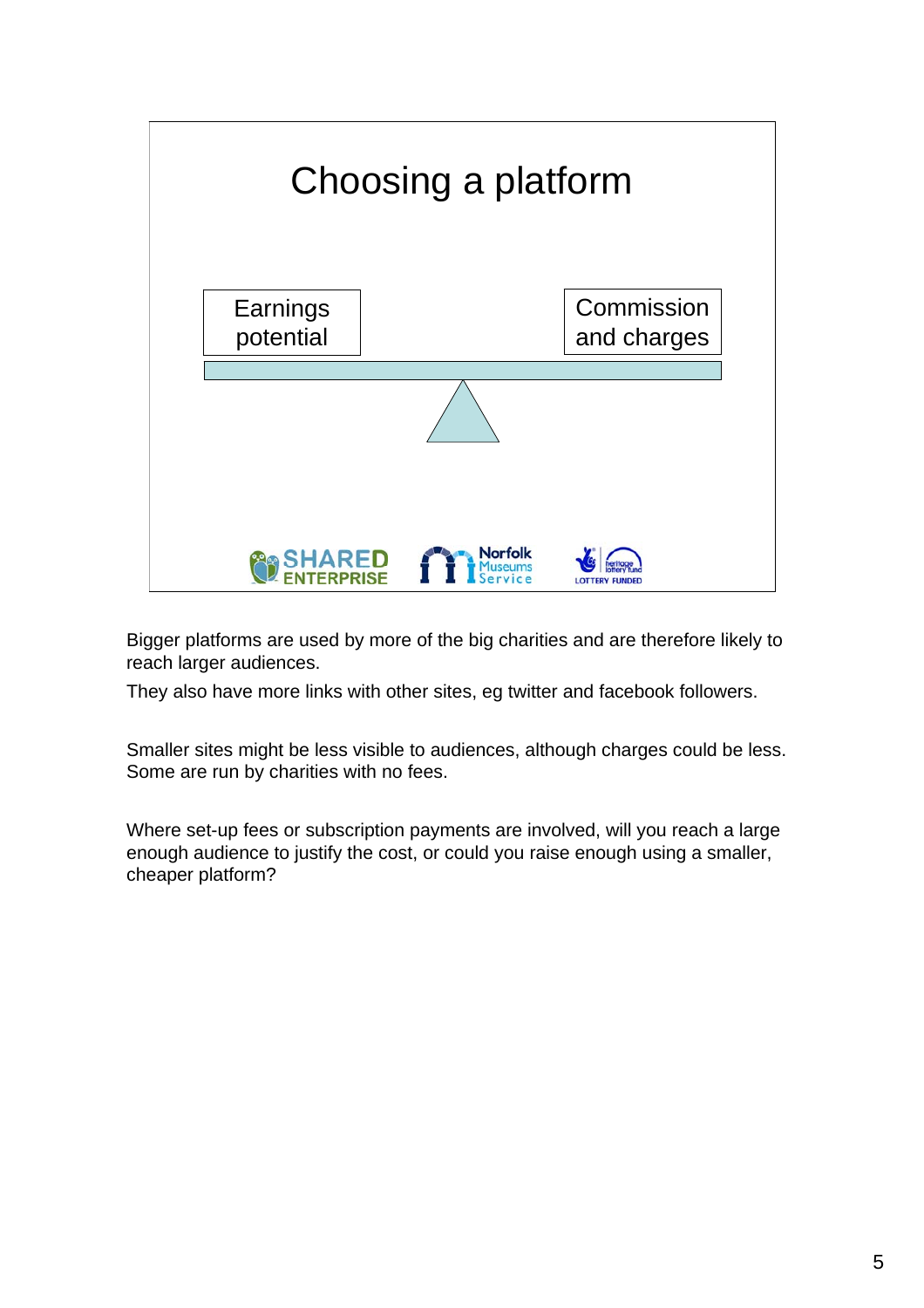# Choosing a platform

Earnings potential

Commission and charges

Bigger platforms are used by more of the big charities and are therefore likely to reach larger audiences.

They also have more links with other sites, eg twitter and facebook followers.

Smaller sites might be less visible to audiences, although charges could be less. Some are run by charities with no fees.

Where set-up fees or subscription payments are involved, will you reach a large enough audience to justify the cost, or could you raise enough using a smaller, cheaper platform?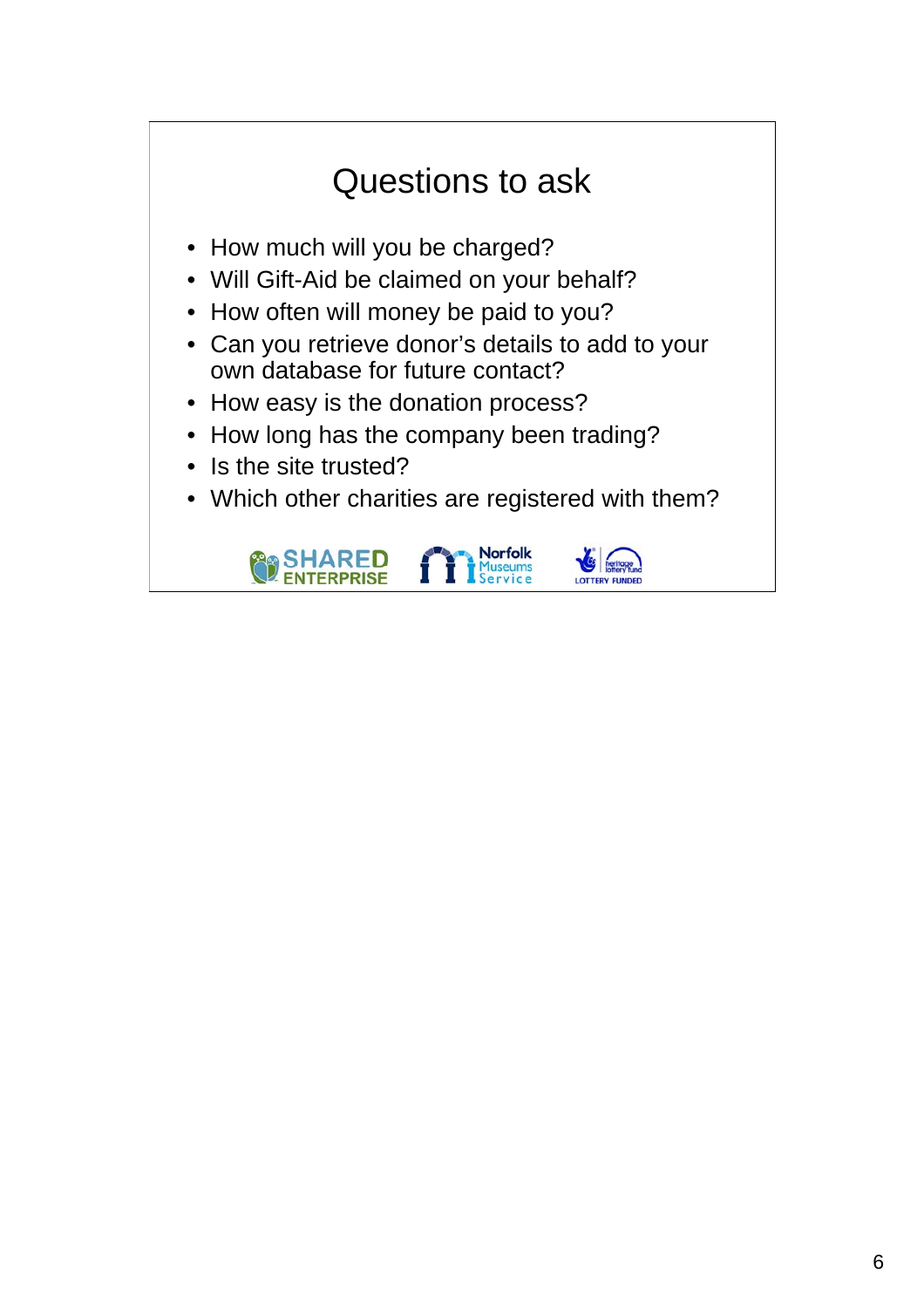# Questions to ask

- How much will you be charged?
- Will Gift-Aid be claimed on your behalf?
- How often will money be paid to you?
- Can you retrieve donor's details to add to your own database for future contact?
- How easy is the donation process?
- How long has the company been trading?
- Is the site trusted?
- Which other charities are registered with them?

SHARED ENTERPRISE   Norfolk Museums Service   heritage lottery fund LOTTERY FUNDED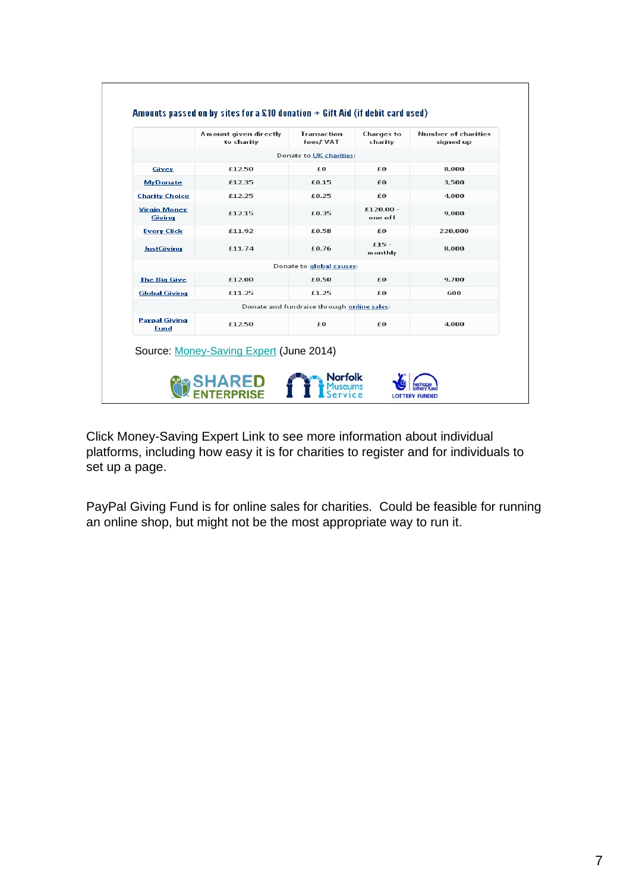**Amounts passed on by sites for a £10 donation + Gift Aid (if debit card used)**

| | Amount given directly to charity | Transaction fees/ VAT | Charges to charity | Number of charities signed up |
|---|---|---|---|---|
| Donate to UK charities: | | | | |
| Givey | £12.50 | £0 | £0 | 8,000 |
| MyDonate | £12.35 | £0.15 | £0 | 3,500 |
| Charity Choice | £12.25 | £0.25 | £0 | 4,000 |
| Virgin Money Giving | £12.15 | £0.35 | £120.00 - one off | 9,000 |
| Every Click | £11.92 | £0.58 | £0 | 220,000 |
| JustGiving | £11.74 | £0.76 | £15 - monthly | 8,000 |
| Donate to global causes: | | | | |
| The Big Give | £12.00 | £0.50 | £0 | 9,700 |
| Global Giving | £11.25 | £1.25 | £0 | 600 |
| Donate and fundraise through online sales: | | | | |
| Paypal Giving Fund | £12.50 | £0 | £0 | 4,000 |

Source: Money-Saving Expert (June 2014)

SHARED ENTERPRISE | Norfolk Museums Service | LOTTERY FUNDED heritage lottery fund

Click Money-Saving Expert Link to see more information about individual platforms, including how easy it is for charities to register and for individuals to set up a page.

PayPal Giving Fund is for online sales for charities. Could be feasible for running an online shop, but might not be the most appropriate way to run it.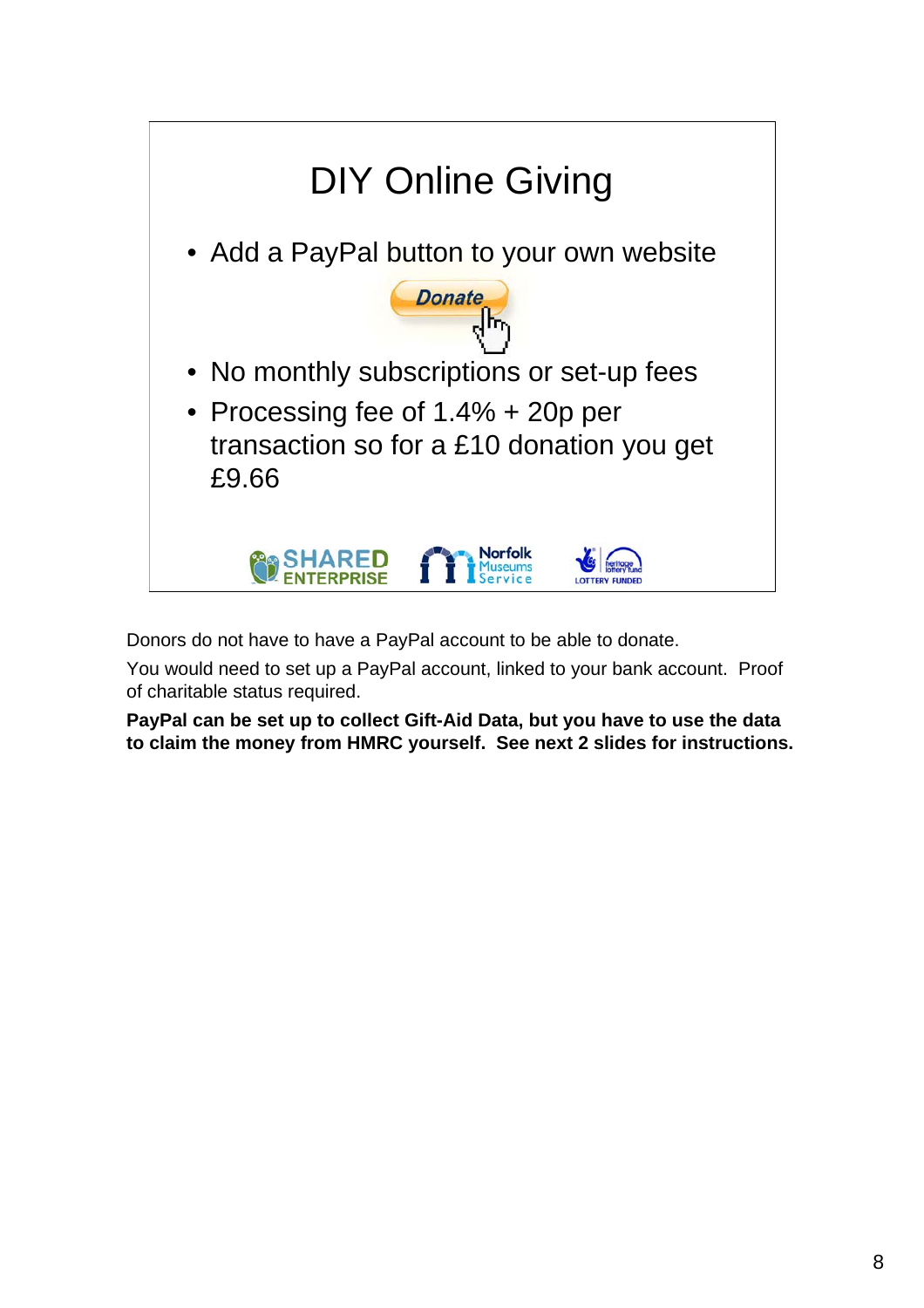# DIY Online Giving

- Add a PayPal button to your own website
- No monthly subscriptions or set-up fees
- Processing fee of 1.4% + 20p per transaction so for a £10 donation you get £9.66

Donors do not have to have a PayPal account to be able to donate.

You would need to set up a PayPal account, linked to your bank account. Proof of charitable status required.

**PayPal can be set up to collect Gift-Aid Data, but you have to use the data to claim the money from HMRC yourself. See next 2 slides for instructions.**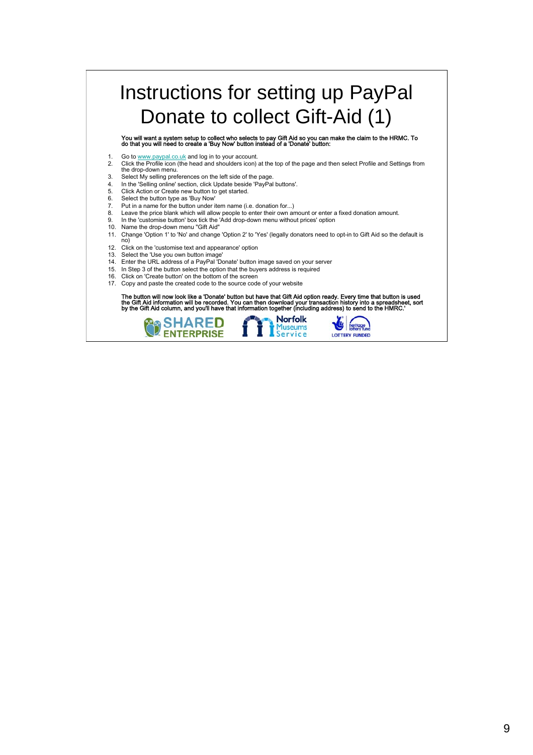# Instructions for setting up PayPal Donate to collect Gift-Aid (1)

**You will want a system setup to collect who selects to pay Gift Aid so you can make the claim to the HRMC. To do that you will need to create a 'Buy Now' button instead of a 'Donate' button:**

1. Go to www.paypal.co.uk and log in to your account.
2. Click the Profile icon (the head and shoulders icon) at the top of the page and then select Profile and Settings from the drop-down menu.
3. Select My selling preferences on the left side of the page.
4. In the 'Selling online' section, click Update beside 'PayPal buttons'.
5. Click Action or Create new button to get started.
6. Select the button type as 'Buy Now'
7. Put in a name for the button under item name (i.e. donation for...)
8. Leave the price blank which will allow people to enter their own amount or enter a fixed donation amount.
9. In the 'customise button' box tick the 'Add drop-down menu without prices' option
10. Name the drop-down menu "Gift Aid"
11. Change 'Option 1' to 'No' and change 'Option 2' to 'Yes' (legally donators need to opt-in to Gift Aid so the default is no)
12. Click on the 'customise text and appearance' option
13. Select the 'Use you own button image'
14. Enter the URL address of a PayPal 'Donate' button image saved on your server
15. In Step 3 of the button select the option that the buyers address is required
16. Click on 'Create button' on the bottom of the screen
17. Copy and paste the created code to the source code of your website

**The button will now look like a 'Donate' button but have that Gift Aid option ready. Every time that button is used the Gift Aid information will be recorded. You can then download your transaction history into a spreadsheet, sort by the Gift Aid column, and you'll have that information together (including address) to send to the HMRC.'**

SHARED ENTERPRISE | Norfolk Museums Service | heritage lottery fund LOTTERY FUNDED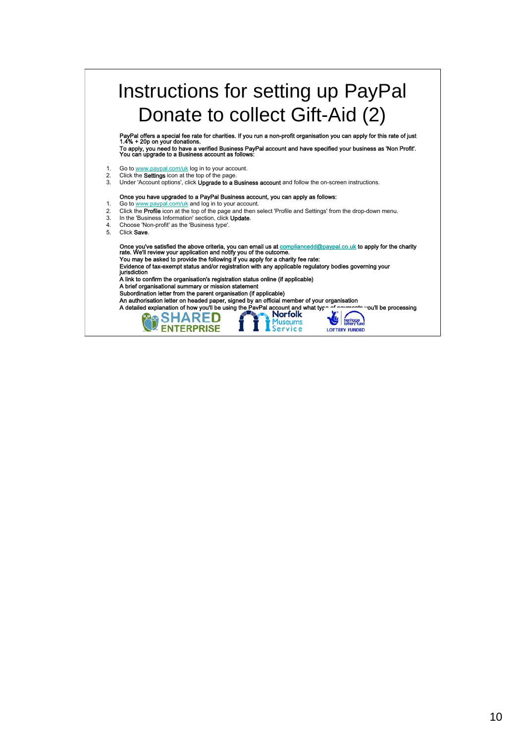# Instructions for setting up PayPal Donate to collect Gift-Aid (2)

**PayPal offers a special fee rate for charities. If you run a non-profit organisation you can apply for this rate of just 1.4% + 20p on your donations.**
**To apply, you need to have a verified Business PayPal account and have specified your business as 'Non Profit'. You can upgrade to a Business account as follows:**

1. Go to www.paypal.com/uk log in to your account.
2. Click the **Settings** icon at the top of the page.
3. Under 'Account options', click **Upgrade to a Business account** and follow the on-screen instructions.

**Once you have upgraded to a PayPal Business account, you can apply as follows:**

1. Go to www.paypal.com/uk and log in to your account.
2. Click the **Profile** icon at the top of the page and then select 'Profile and Settings' from the drop-down menu.
3. In the 'Business Information' section, click **Update**.
4. Choose 'Non-profit' as the 'Business type'.
5. Click **Save**.

**Once you've satisfied the above criteria, you can email us at compliancedd@paypal.co.uk to apply for the charity rate. We'll review your application and notify you of the outcome.**
**You may be asked to provide the following if you apply for a charity fee rate:**
**Evidence of tax-exempt status and/or registration with any applicable regulatory bodies governing your jurisdiction**
**A link to confirm the organisation's registration status online (if applicable)**
**A brief organisational summary or mission statement**
**Subordination letter from the parent organisation (if applicable)**
**An authorisation letter on headed paper, signed by an official member of your organisation**
**A detailed explanation of how you'll be using the PayPal account and what type of payments you'll be processing**

SHARED ENTERPRISE | Norfolk Museums Service | heritage lottery fund LOTTERY FUNDED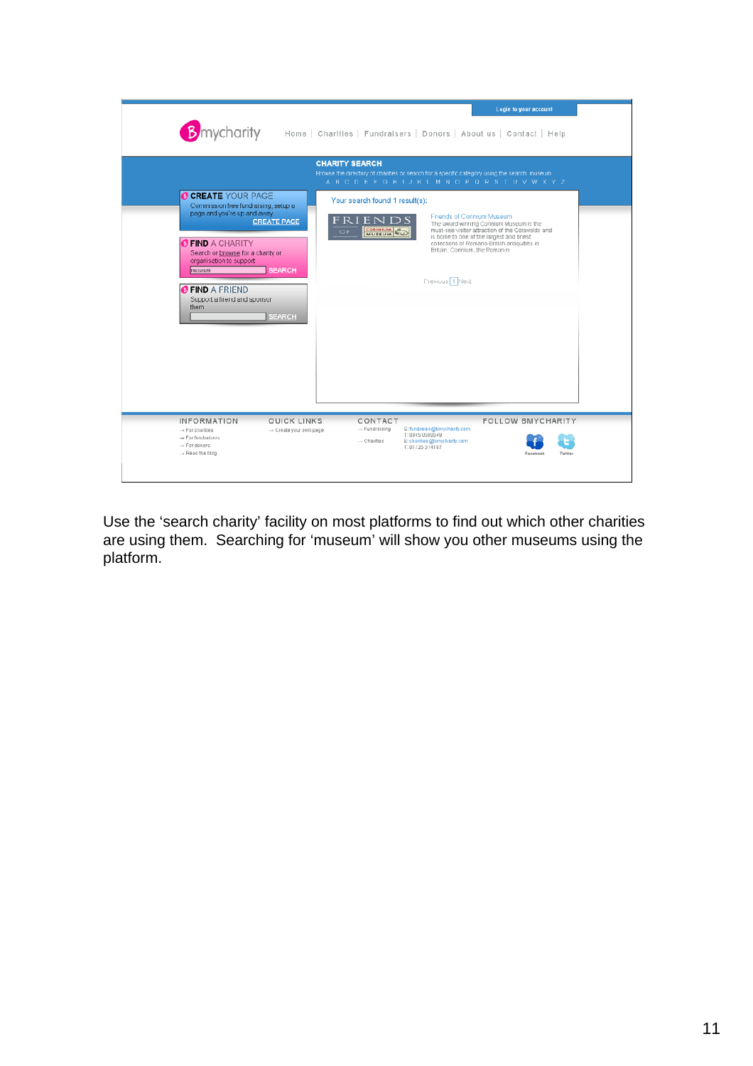Use the ‘search charity’ facility on most platforms to find out which other charities are using them. Searching for ‘museum’ will show you other museums using the platform.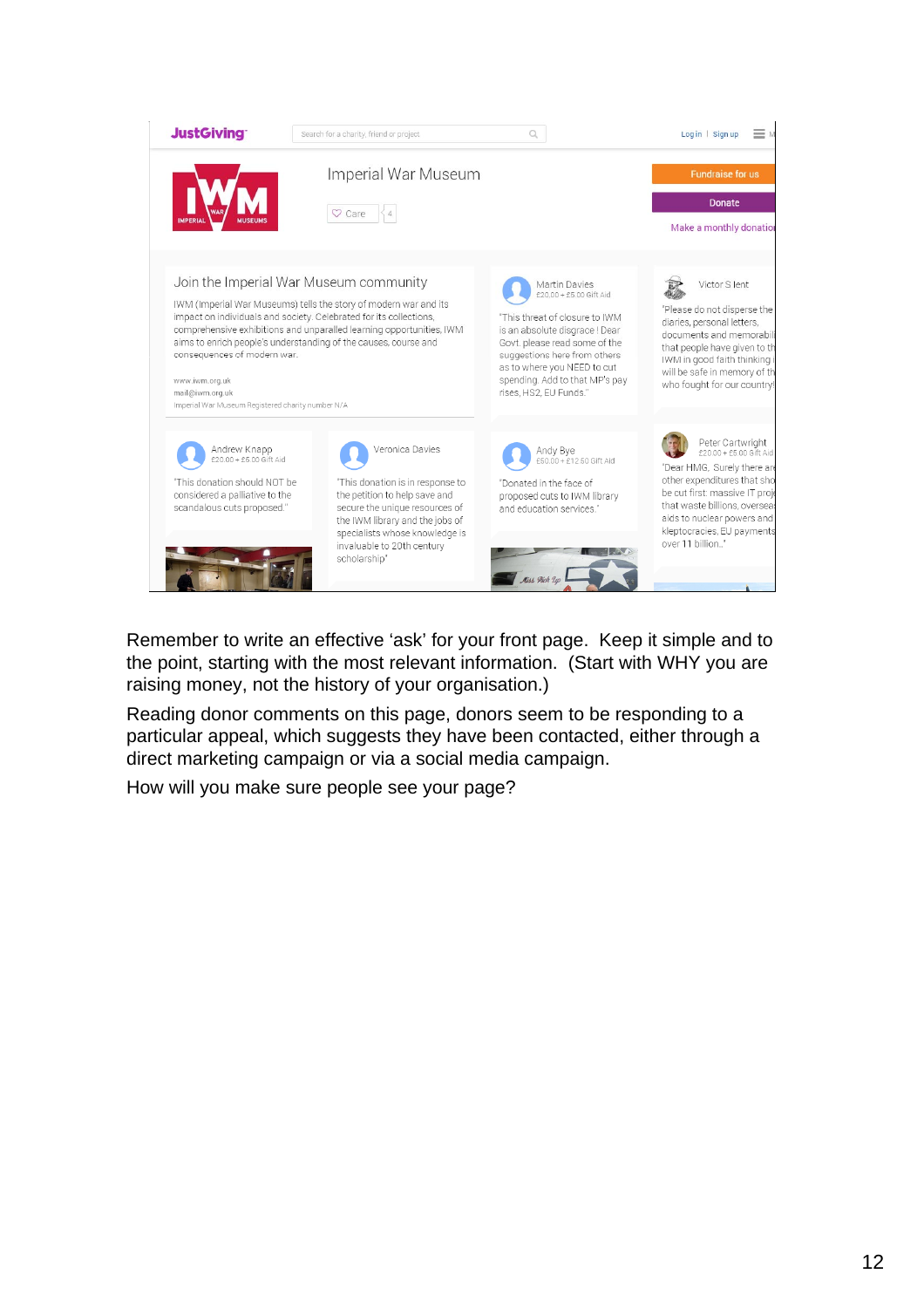JustGiving

Search for a charity, friend or project

Log in | Sign up

IMPERIAL WAR MUSEUMS

Imperial War Museum

Care 4

Fundraise for us

Donate

Make a monthly donatio

## Join the Imperial War Museum community

IWM (Imperial War Museums) tells the story of modern war and its impact on individuals and society. Celebrated for its collections, comprehensive exhibitions and unparalleled learning opportunities, IWM aims to enrich people's understanding of the causes, course and consequences of modern war.

www.iwm.org.uk
mail@iwm.org.uk
Imperial War Museum Registered charity number N/A

**Martin Davies**
£20.00 + £5.00 Gift Aid
"This threat of closure to IWM is an absolute disgrace ! Dear Govt. please read some of the suggestions here from others as to where you NEED to cut spending. Add to that MP's pay rises, HS2, EU Funds."

**Victor S lent**
"Please do not disperse the diaries, personal letters, documents and memorabil that people have given to th IWM in good faith thinking i will be safe in memory of th who fought for our country!

**Andrew Knapp**
£20.00 + £5.00 Gift Aid
"This donation should NOT be considered a palliative to the scandalous cuts proposed."

**Veronica Davies**
"This donation is in response to the petition to help save and secure the unique resources of the IWM library and the jobs of specialists whose knowledge is invaluable to 20th century scholarship"

**Andy Bye**
£50.00 + £12.50 Gift Aid
"Donated in the face of proposed cuts to IWM library and education services."

**Peter Cartwright**
£20.00 + £5.00 Gift Aid
"Dear HMG, Surely there are other expenditures that sho be cut first: massive IT proj that waste billions, overseas aids to nuclear powers and kleptocracies, EU payments over 11 billion.."

Remember to write an effective 'ask' for your front page. Keep it simple and to the point, starting with the most relevant information. (Start with WHY you are raising money, not the history of your organisation.)

Reading donor comments on this page, donors seem to be responding to a particular appeal, which suggests they have been contacted, either through a direct marketing campaign or via a social media campaign.

How will you make sure people see your page?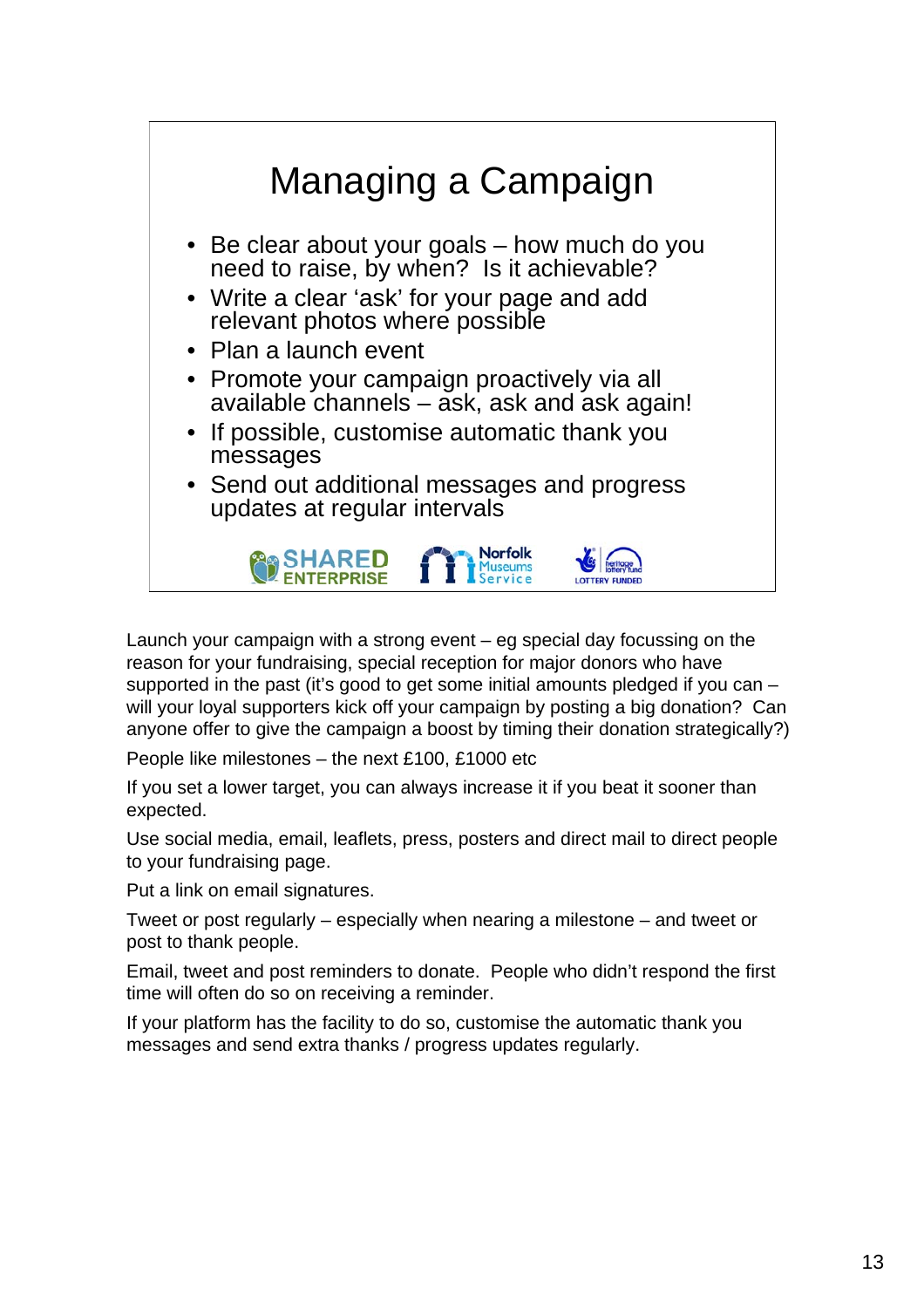# Managing a Campaign

- Be clear about your goals – how much do you need to raise, by when? Is it achievable?
- Write a clear 'ask' for your page and add relevant photos where possible
- Plan a launch event
- Promote your campaign proactively via all available channels – ask, ask and ask again!
- If possible, customise automatic thank you messages
- Send out additional messages and progress updates at regular intervals

SHARED ENTERPRISE | Norfolk Museums Service | LOTTERY FUNDED

Launch your campaign with a strong event – eg special day focussing on the reason for your fundraising, special reception for major donors who have supported in the past (it's good to get some initial amounts pledged if you can – will your loyal supporters kick off your campaign by posting a big donation? Can anyone offer to give the campaign a boost by timing their donation strategically?)

People like milestones – the next £100, £1000 etc

If you set a lower target, you can always increase it if you beat it sooner than expected.

Use social media, email, leaflets, press, posters and direct mail to direct people to your fundraising page.

Put a link on email signatures.

Tweet or post regularly – especially when nearing a milestone – and tweet or post to thank people.

Email, tweet and post reminders to donate. People who didn't respond the first time will often do so on receiving a reminder.

If your platform has the facility to do so, customise the automatic thank you messages and send extra thanks / progress updates regularly.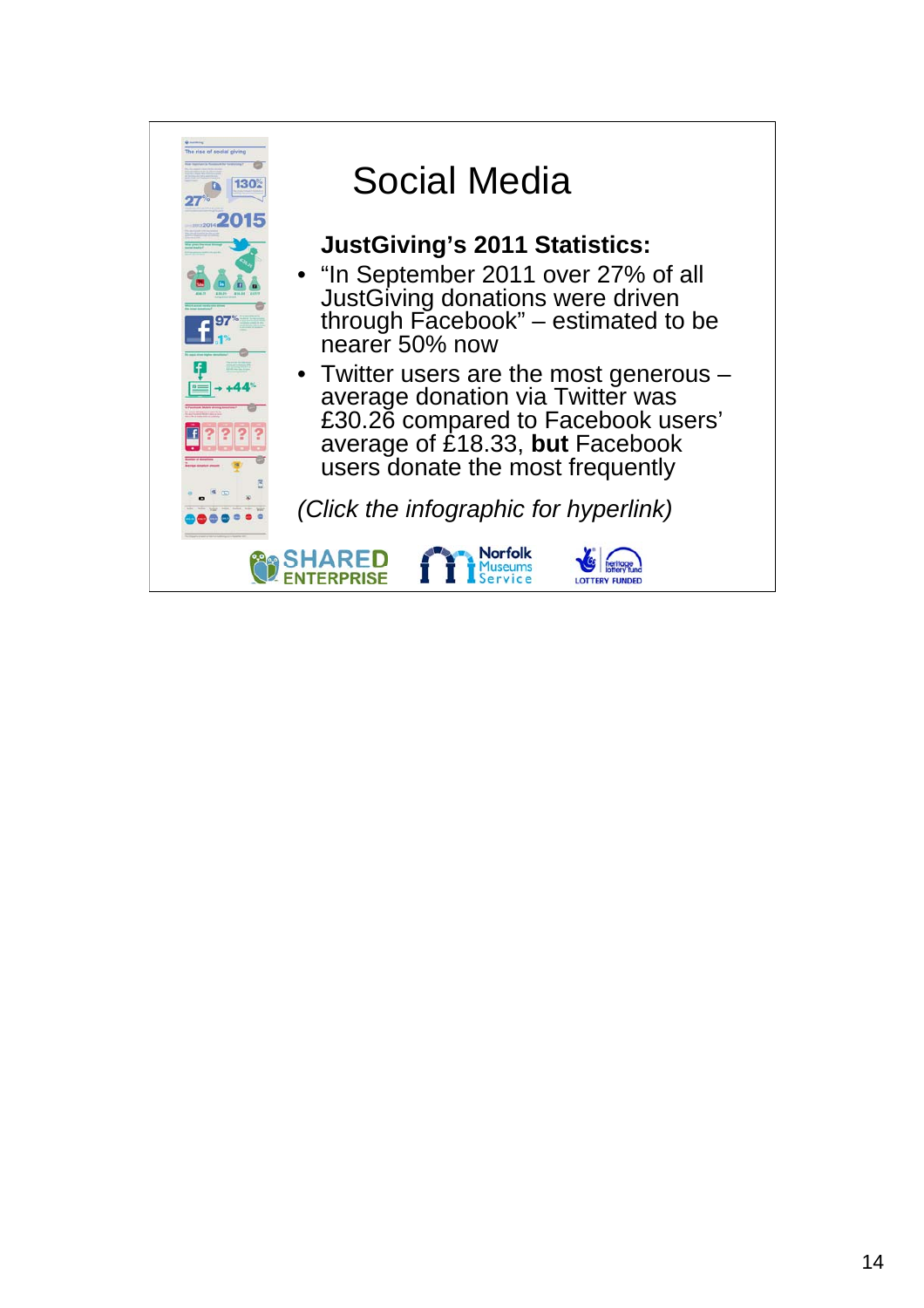# Social Media

**JustGiving's 2011 Statistics:**

- "In September 2011 over 27% of all JustGiving donations were driven through Facebook" – estimated to be nearer 50% now
- Twitter users are the most generous – average donation via Twitter was £30.26 compared to Facebook users' average of £18.33, **but** Facebook users donate the most frequently

*(Click the infographic for hyperlink)*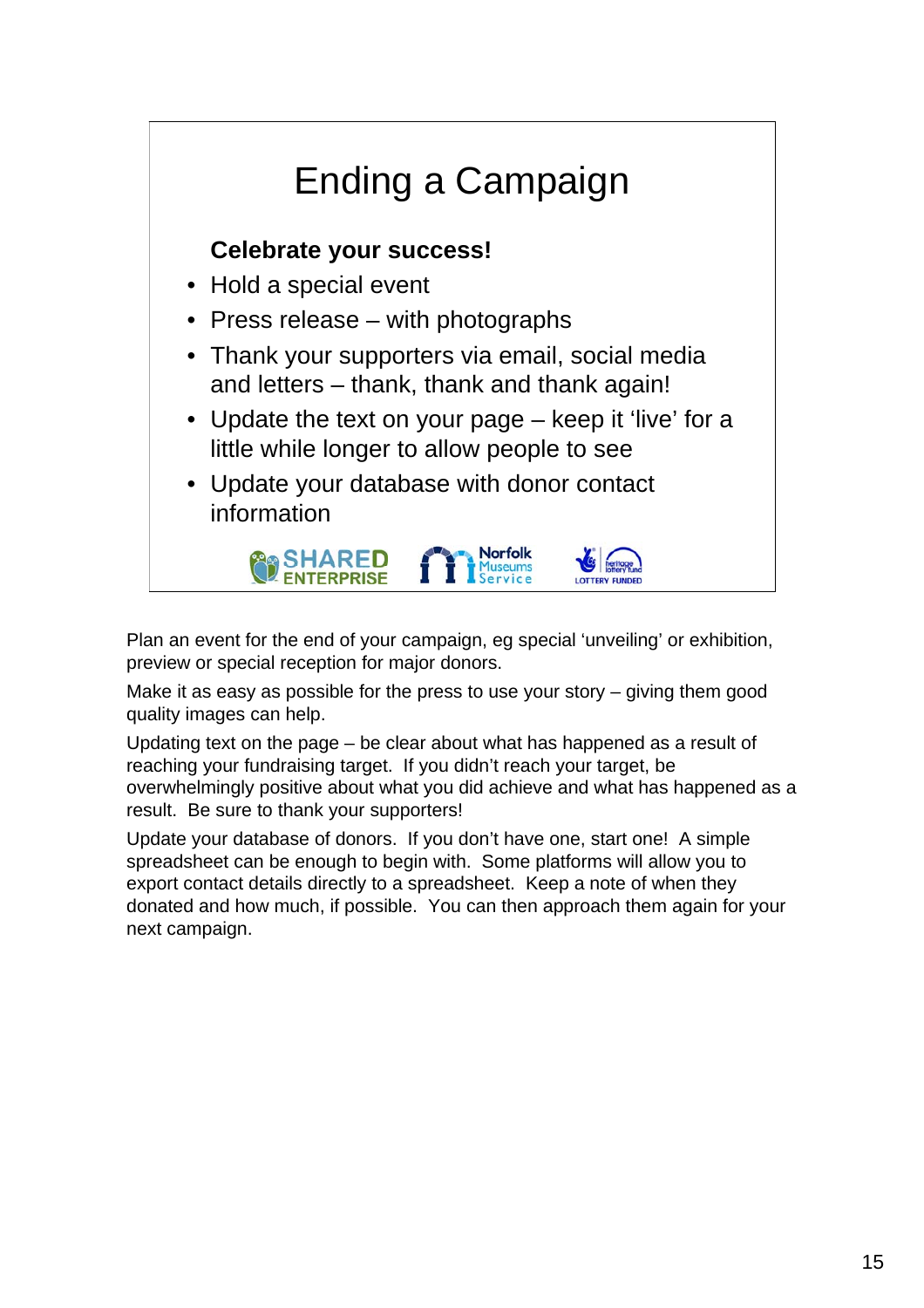# Ending a Campaign

**Celebrate your success!**

- Hold a special event
- Press release – with photographs
- Thank your supporters via email, social media and letters – thank, thank and thank again!
- Update the text on your page – keep it 'live' for a little while longer to allow people to see
- Update your database with donor contact information

SHARED ENTERPRISE | Norfolk Museums Service | heritage lottery fund LOTTERY FUNDED

Plan an event for the end of your campaign, eg special 'unveiling' or exhibition, preview or special reception for major donors.

Make it as easy as possible for the press to use your story – giving them good quality images can help.

Updating text on the page – be clear about what has happened as a result of reaching your fundraising target. If you didn't reach your target, be overwhelmingly positive about what you did achieve and what has happened as a result. Be sure to thank your supporters!

Update your database of donors. If you don't have one, start one! A simple spreadsheet can be enough to begin with. Some platforms will allow you to export contact details directly to a spreadsheet. Keep a note of when they donated and how much, if possible. You can then approach them again for your next campaign.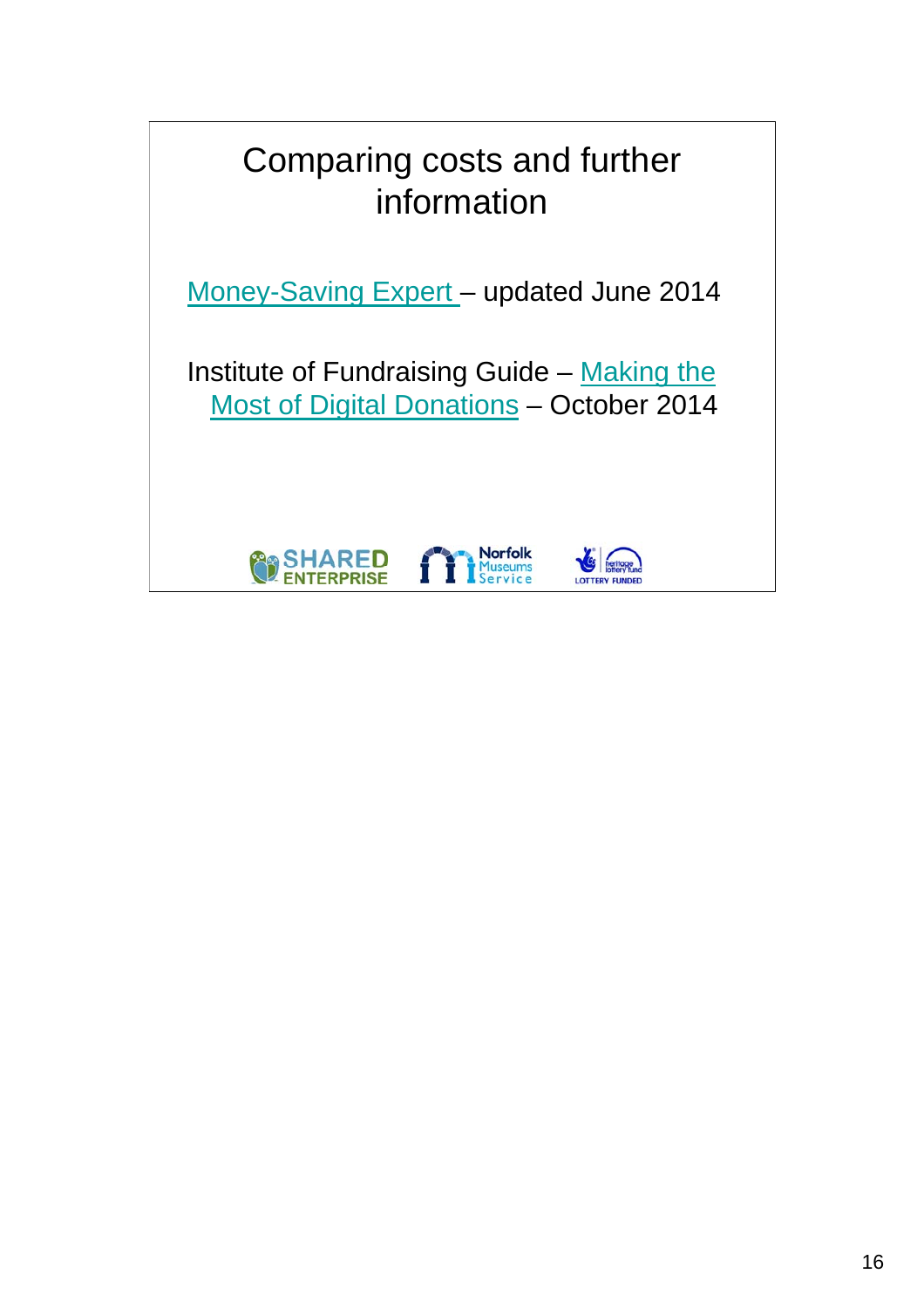# Comparing costs and further information

Money-Saving Expert – updated June 2014

Institute of Fundraising Guide – Making the Most of Digital Donations – October 2014